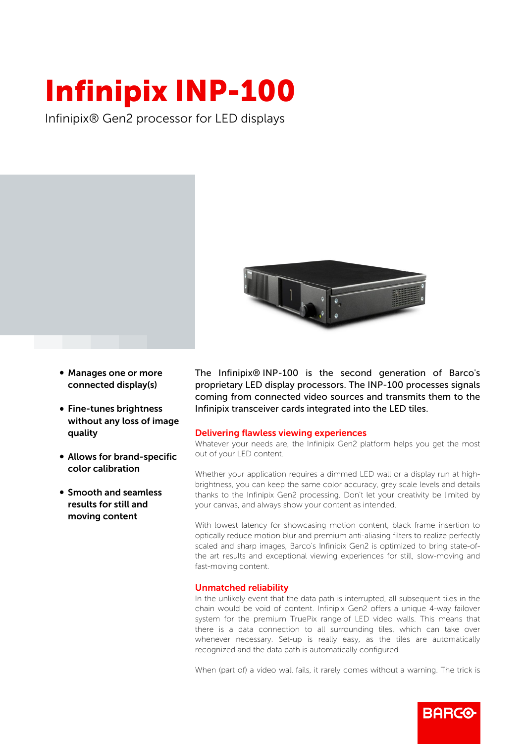# Infinipix INP-100

Infinipix® Gen2 processor for LED displays

- **Manages one or more connected display(s)**
- **Fine-tunes brightness without any loss of image quality**
- **Allows for brand-specific color calibration**
- **Smooth and seamless results for still and moving content**

The Infinipix® INP-100 is the second generation of Barco's proprietary LED display processors. The INP-100 processes signals coming from connected video sources and transmits them to the Infinipix transceiver cards integrated into the LED tiles.

## Delivering flawless viewing experiences

Whatever your needs are, the Infinipix Gen2 platform helps you get the most out of your LED content.

Whether your application requires a dimmed LED wall or a display run at high-brightness, you can keep the same color accuracy, grey scale levels and details thanks to the Infinipix Gen2 processing. Don't let your creativity be limited by your canvas, and always show your content as intended.

With lowest latency for showcasing motion content, black frame insertion to optically reduce motion blur and premium anti-aliasing filters to realize perfectly scaled and sharp images, Barco's Infinipix Gen2 is optimized to bring state-of-the art results and exceptional viewing experiences for still, slow-moving and fast-moving content.

## Unmatched reliability

In the unlikely event that the data path is interrupted, all subsequent tiles in the chain would be void of content. Infinipix Gen2 offers a unique 4-way failover system for the premium TruePix range of LED video walls. This means that there is a data connection to all surrounding tiles, which can take over whenever necessary. Set-up is really easy, as the tiles are automatically recognized and the data path is automatically configured.

When (part of) a video wall fails, it rarely comes without a warning. The trick is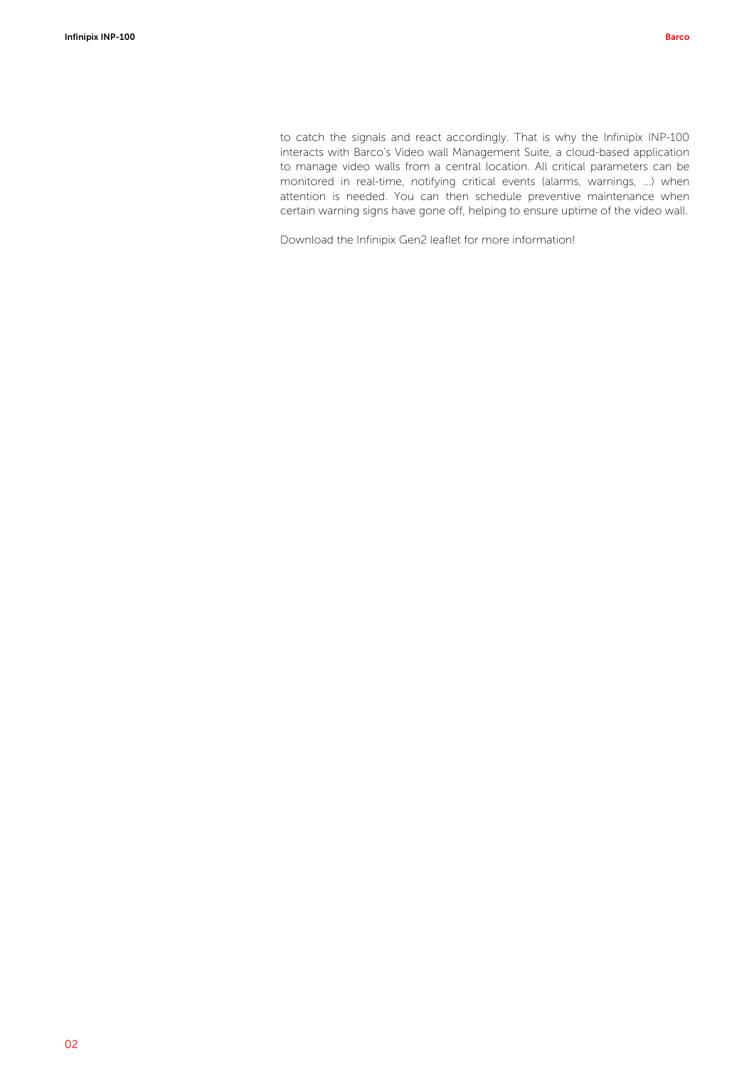to catch the signals and react accordingly. That is why the Infinipix INP-100 interacts with Barco's Video wall Management Suite, a cloud-based application to manage video walls from a central location. All critical parameters can be monitored in real-time, notifying critical events (alarms, warnings, ...) when attention is needed. You can then schedule preventive maintenance when certain warning signs have gone off, helping to ensure uptime of the video wall.

Download the Infinipix Gen2 leaflet for more information!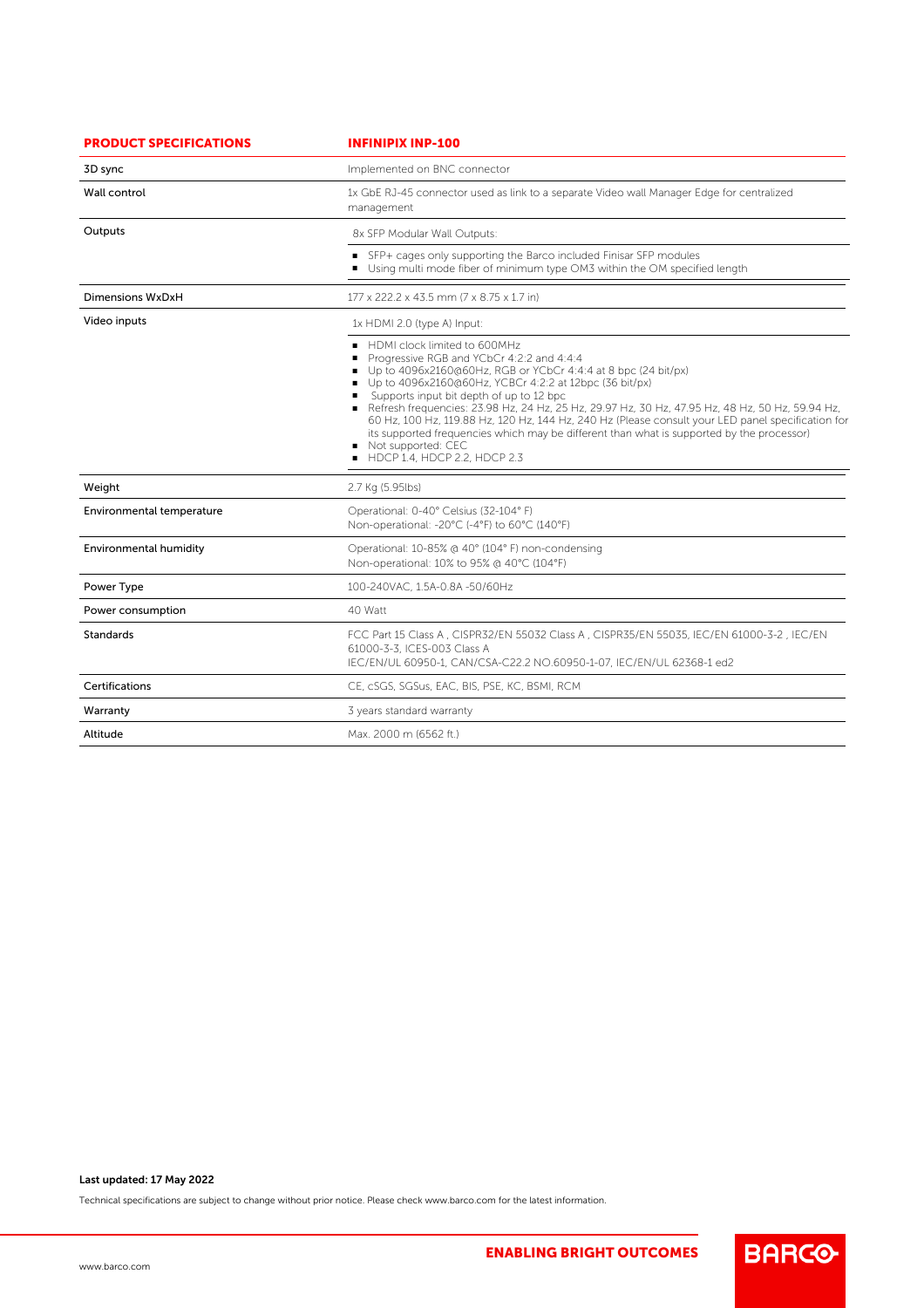| PRODUCT SPECIFICATIONS | INFINIPIX INP-100 |
| --- | --- |
| 3D sync | Implemented on BNC connector |
| Wall control | 1x GbE RJ-45 connector used as link to a separate Video wall Manager Edge for centralized management |
| Outputs | 8x SFP Modular Wall Outputs:<br>■ SFP+ cages only supporting the Barco included Finisar SFP modules<br>■ Using multi mode fiber of minimum type OM3 within the OM specified length |
| Dimensions WxDxH | 177 x 222.2 x 43.5 mm (7 x 8.75 x 1.7 in) |
| Video inputs | 1x HDMI 2.0 (type A) Input:<br>■ HDMI clock limited to 600MHz<br>■ Progressive RGB and YCbCr 4:2:2 and 4:4:4<br>■ Up to 4096x2160@60Hz, RGB or YCbCr 4:4:4 at 8 bpc (24 bit/px)<br>■ Up to 4096x2160@60Hz, YCBCr 4:2:2 at 12bpc (36 bit/px)<br>■ Supports input bit depth of up to 12 bpc<br>■ Refresh frequencies: 23.98 Hz, 24 Hz, 25 Hz, 29.97 Hz, 30 Hz, 47.95 Hz, 48 Hz, 50 Hz, 59.94 Hz, 60 Hz, 100 Hz, 119.88 Hz, 120 Hz, 144 Hz, 240 Hz (Please consult your LED panel specification for its supported frequencies which may be different than what is supported by the processor)<br>■ Not supported: CEC<br>■ HDCP 1.4, HDCP 2.2, HDCP 2.3 |
| Weight | 2.7 Kg (5.95lbs) |
| Environmental temperature | Operational: 0-40° Celsius (32-104° F)<br>Non-operational: -20°C (-4°F) to 60°C (140°F) |
| Environmental humidity | Operational: 10-85% @ 40° (104° F) non-condensing<br>Non-operational: 10% to 95% @ 40°C (104°F) |
| Power Type | 100-240VAC, 1.5A-0.8A -50/60Hz |
| Power consumption | 40 Watt |
| Standards | FCC Part 15 Class A , CISPR32/EN 55032 Class A , CISPR35/EN 55035, IEC/EN 61000-3-2 , IEC/EN 61000-3-3, ICES-003 Class A<br>IEC/EN/UL 60950-1, CAN/CSA-C22.2 NO.60950-1-07, IEC/EN/UL 62368-1 ed2 |
| Certifications | CE, cSGS, SGSus, EAC, BIS, PSE, KC, BSMI, RCM |
| Warranty | 3 years standard warranty |
| Altitude | Max. 2000 m (6562 ft.) |

**Last updated: 17 May 2022**

Technical specifications are subject to change without prior notice. Please check www.barco.com for the latest information.